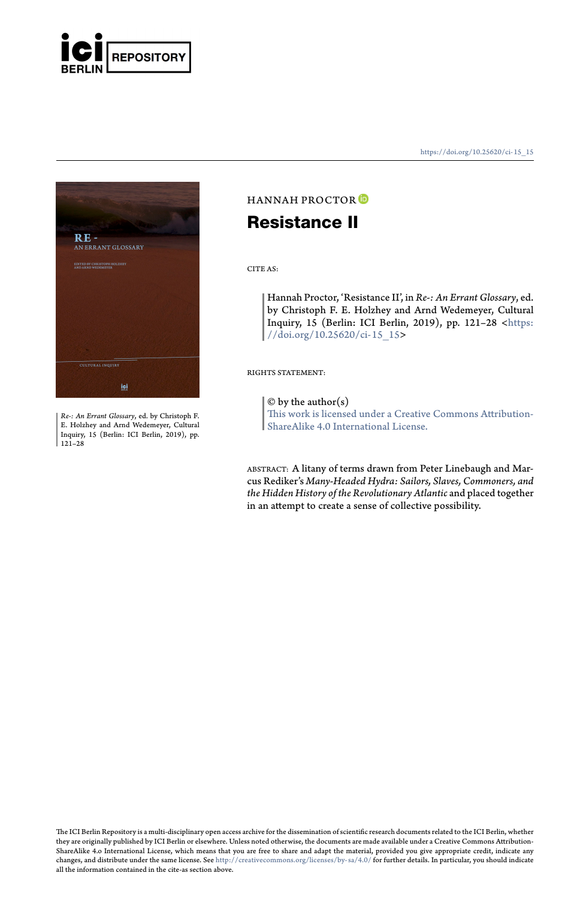https://doi.org/10.25620/ci-15_15

*Re-: An Errant Glossary*, ed. by Christoph F. E. Holzhey and Arnd Wedemeyer, Cultural Inquiry, 15 (Berlin: ICI Berlin, 2019), pp. 121–28

HANNAH PROCTOR

# Resistance II

CITE AS:

> Hannah Proctor, 'Resistance II', in *Re-: An Errant Glossary*, ed. by Christoph F. E. Holzhey and Arnd Wedemeyer, Cultural Inquiry, 15 (Berlin: ICI Berlin, 2019), pp. 121–28 <https://doi.org/10.25620/ci-15_15>

RIGHTS STATEMENT:

> © by the author(s)
> This work is licensed under a Creative Commons Attribution-ShareAlike 4.0 International License.

ABSTRACT: A litany of terms drawn from Peter Linebaugh and Marcus Rediker's *Many-Headed Hydra: Sailors, Slaves, Commoners, and the Hidden History of the Revolutionary Atlantic* and placed together in an attempt to create a sense of collective possibility.

The ICI Berlin Repository is a multi-disciplinary open access archive for the dissemination of scientific research documents related to the ICI Berlin, whether they are originally published by ICI Berlin or elsewhere. Unless noted otherwise, the documents are made available under a Creative Commons Attribution-ShareAlike 4.0 International License, which means that you are free to share and adapt the material, provided you give appropriate credit, indicate any changes, and distribute under the same license. See http://creativecommons.org/licenses/by-sa/4.0/ for further details. In particular, you should indicate all the information contained in the cite-as section above.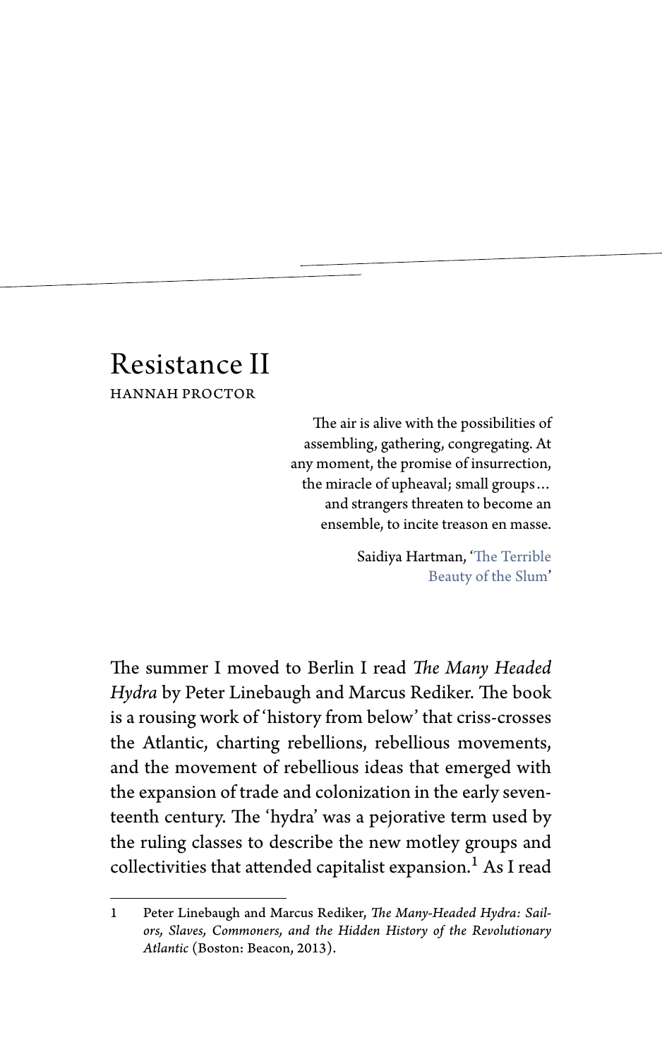# Resistance II

HANNAH PROCTOR

> The air is alive with the possibilities of assembling, gathering, congregating. At any moment, the promise of insurrection, the miracle of upheaval; small groups… and strangers threaten to become an ensemble, to incite treason en masse.
>
> Saidiya Hartman, 'The Terrible Beauty of the Slum'

The summer I moved to Berlin I read *The Many Headed Hydra* by Peter Linebaugh and Marcus Rediker. The book is a rousing work of 'history from below' that criss-crosses the Atlantic, charting rebellions, rebellious movements, and the movement of rebellious ideas that emerged with the expansion of trade and colonization in the early seventeenth century. The 'hydra' was a pejorative term used by the ruling classes to describe the new motley groups and collectivities that attended capitalist expansion.[1] As I read

1 Peter Linebaugh and Marcus Rediker, *The Many-Headed Hydra: Sailors, Slaves, Commoners, and the Hidden History of the Revolutionary Atlantic* (Boston: Beacon, 2013).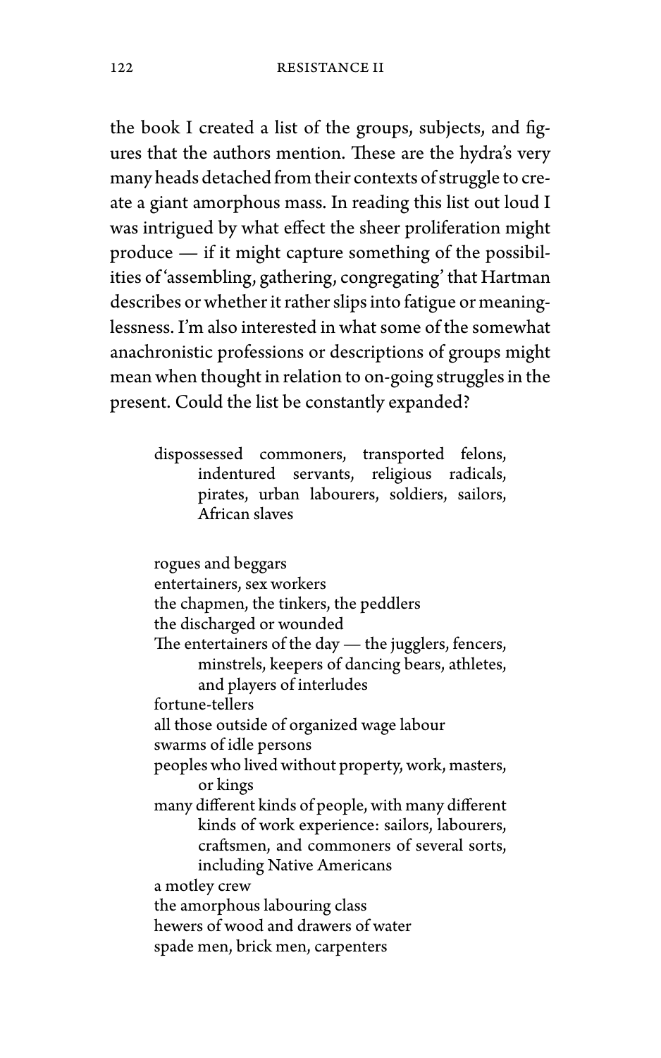the book I created a list of the groups, subjects, and figures that the authors mention. These are the hydra's very many heads detached from their contexts of struggle to create a giant amorphous mass. In reading this list out loud I was intrigued by what effect the sheer proliferation might produce — if it might capture something of the possibilities of 'assembling, gathering, congregating' that Hartman describes or whether it rather slips into fatigue or meaninglessness. I'm also interested in what some of the somewhat anachronistic professions or descriptions of groups might mean when thought in relation to on-going struggles in the present. Could the list be constantly expanded?

> dispossessed commoners, transported felons, indentured servants, religious radicals, pirates, urban labourers, soldiers, sailors, African slaves
>
> rogues and beggars
> entertainers, sex workers
> the chapmen, the tinkers, the peddlers
> the discharged or wounded
> The entertainers of the day — the jugglers, fencers, minstrels, keepers of dancing bears, athletes, and players of interludes
> fortune-tellers
> all those outside of organized wage labour
> swarms of idle persons
> peoples who lived without property, work, masters, or kings
> many different kinds of people, with many different kinds of work experience: sailors, labourers, craftsmen, and commoners of several sorts, including Native Americans
> a motley crew
> the amorphous labouring class
> hewers of wood and drawers of water
> spade men, brick men, carpenters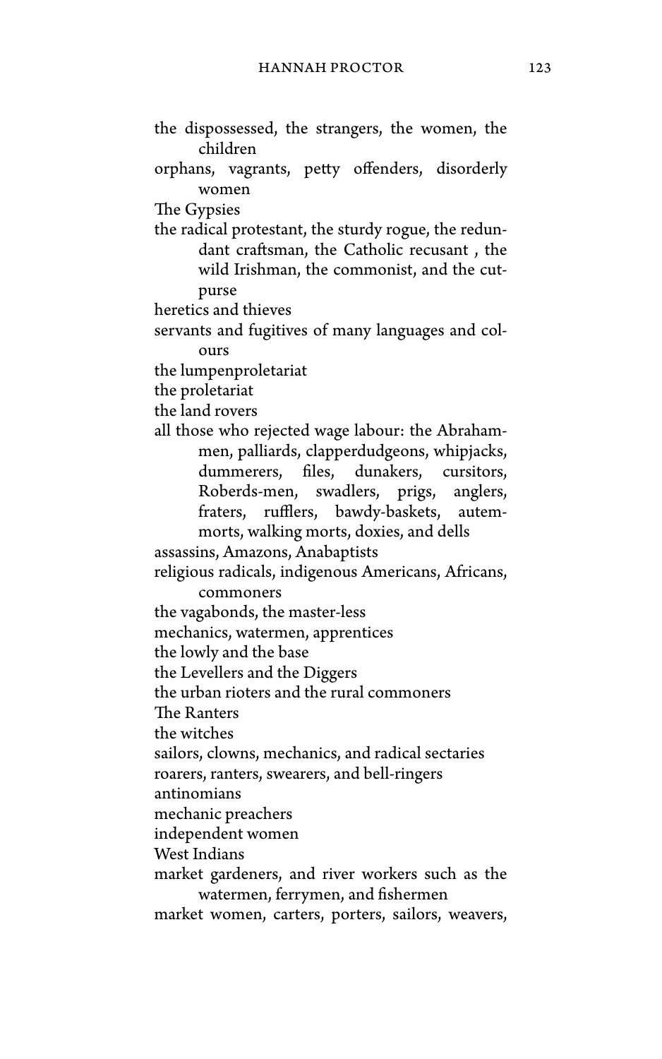the dispossessed, the strangers, the women, the children

orphans, vagrants, petty offenders, disorderly women

The Gypsies

the radical protestant, the sturdy rogue, the redundant craftsman, the Catholic recusant , the wild Irishman, the commonist, and the cutpurse

heretics and thieves

servants and fugitives of many languages and colours

the lumpenproletariat

the proletariat

the land rovers

all those who rejected wage labour: the Abraham-men, palliards, clapperdudgeons, whipjacks, dummerers, files, dunakers, cursitors, Roberds-men, swadlers, prigs, anglers, fraters, rufflers, bawdy-baskets, autem-morts, walking morts, doxies, and dells

assassins, Amazons, Anabaptists

religious radicals, indigenous Americans, Africans, commoners

the vagabonds, the master-less

mechanics, watermen, apprentices

the lowly and the base

the Levellers and the Diggers

the urban rioters and the rural commoners

The Ranters

the witches

sailors, clowns, mechanics, and radical sectaries

roarers, ranters, swearers, and bell-ringers

antinomians

mechanic preachers

independent women

West Indians

market gardeners, and river workers such as the watermen, ferrymen, and fishermen

market women, carters, porters, sailors, weavers,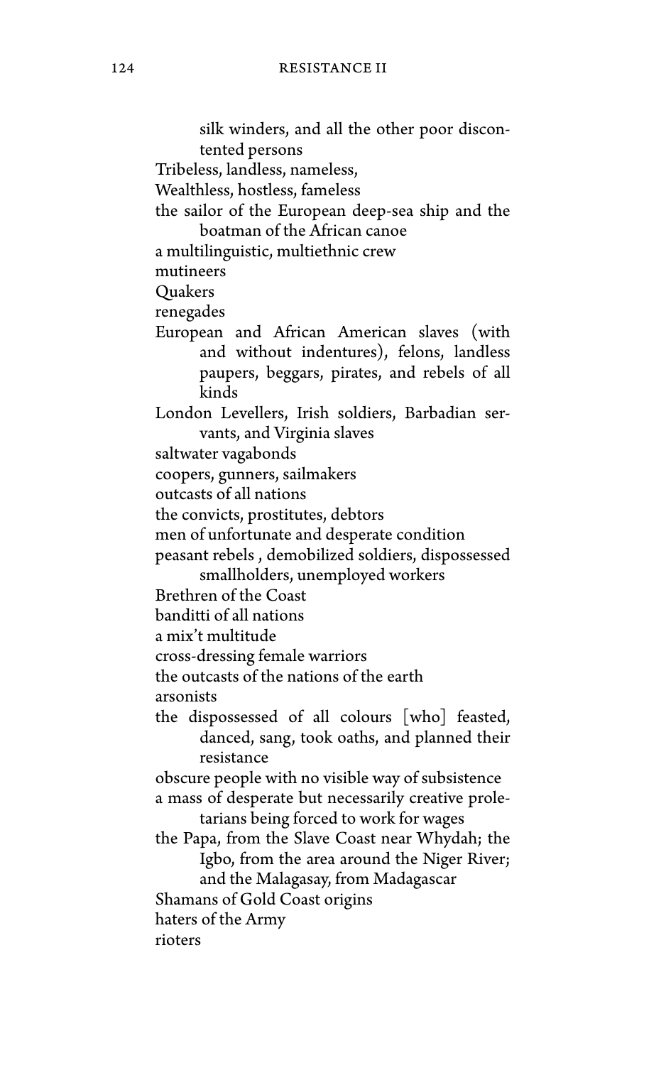silk winders, and all the other poor discontented persons  
Tribeless, landless, nameless,  
Wealthless, hostless, fameless  
the sailor of the European deep-sea ship and the boatman of the African canoe  
a multilinguistic, multiethnic crew  
mutineers  
Quakers  
renegades  
European and African American slaves (with and without indentures), felons, landless paupers, beggars, pirates, and rebels of all kinds  
London Levellers, Irish soldiers, Barbadian servants, and Virginia slaves  
saltwater vagabonds  
coopers, gunners, sailmakers  
outcasts of all nations  
the convicts, prostitutes, debtors  
men of unfortunate and desperate condition  
peasant rebels , demobilized soldiers, dispossessed smallholders, unemployed workers  
Brethren of the Coast  
banditti of all nations  
a mix't multitude  
cross-dressing female warriors  
the outcasts of the nations of the earth  
arsonists  
the dispossessed of all colours [who] feasted, danced, sang, took oaths, and planned their resistance  
obscure people with no visible way of subsistence  
a mass of desperate but necessarily creative proletarians being forced to work for wages  
the Papa, from the Slave Coast near Whydah; the Igbo, from the area around the Niger River; and the Malagasay, from Madagascar  
Shamans of Gold Coast origins  
haters of the Army  
rioters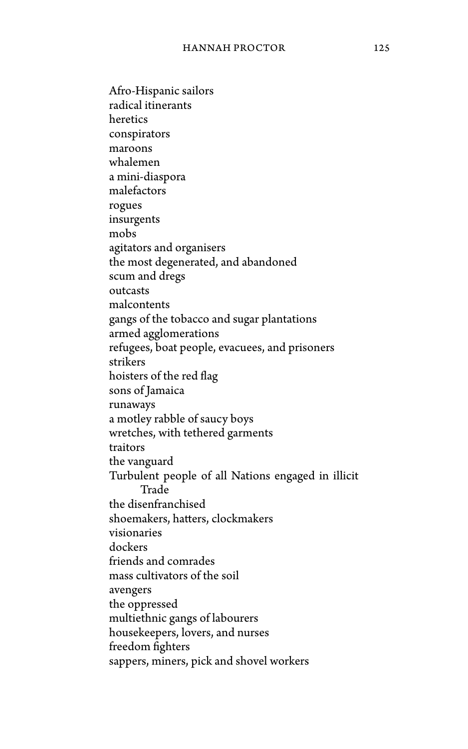Afro-Hispanic sailors
radical itinerants
heretics
conspirators
maroons
whalemen
a mini-diaspora
malefactors
rogues
insurgents
mobs
agitators and organisers
the most degenerated, and abandoned
scum and dregs
outcasts
malcontents
gangs of the tobacco and sugar plantations
armed agglomerations
refugees, boat people, evacuees, and prisoners
strikers
hoisters of the red flag
sons of Jamaica
runaways
a motley rabble of saucy boys
wretches, with tethered garments
traitors
the vanguard
Turbulent people of all Nations engaged in illicit
    Trade
the disenfranchised
shoemakers, hatters, clockmakers
visionaries
dockers
friends and comrades
mass cultivators of the soil
avengers
the oppressed
multiethnic gangs of labourers
housekeepers, lovers, and nurses
freedom fighters
sappers, miners, pick and shovel workers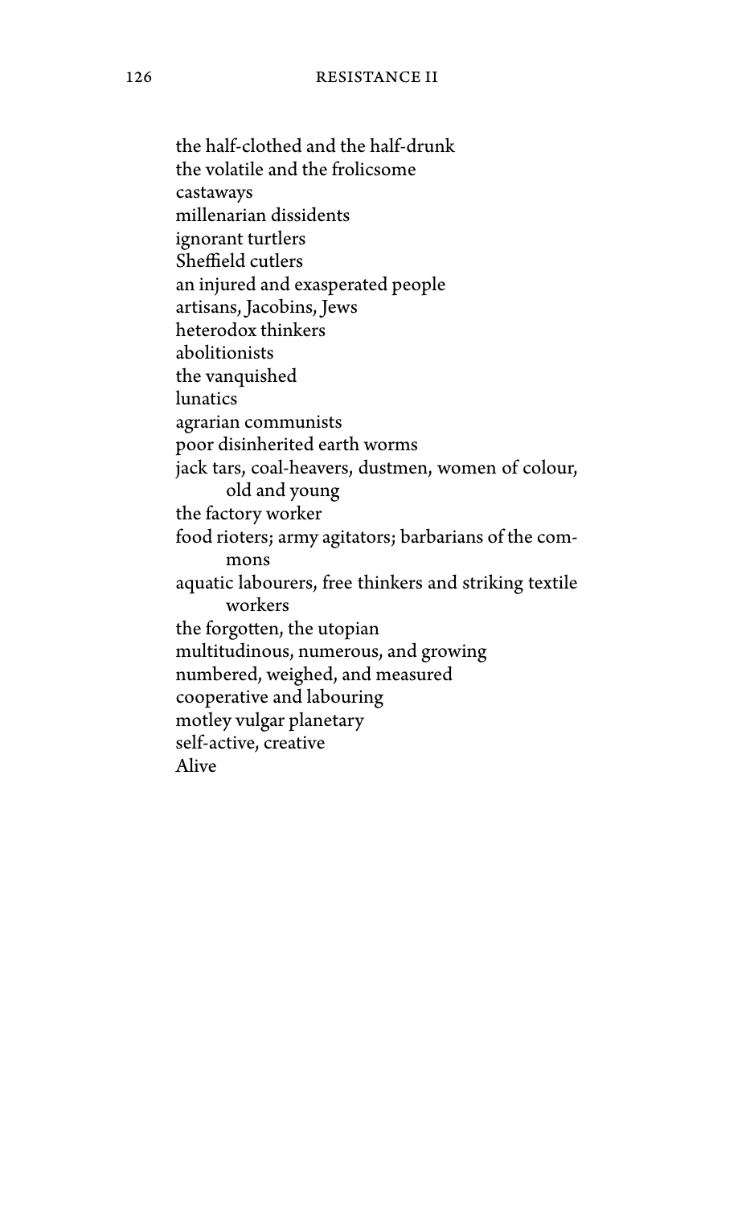the half-clothed and the half-drunk
the volatile and the frolicsome
castaways
millenarian dissidents
ignorant turtlers
Sheffield cutlers
an injured and exasperated people
artisans, Jacobins, Jews
heterodox thinkers
abolitionists
the vanquished
lunatics
agrarian communists
poor disinherited earth worms
jack tars, coal-heavers, dustmen, women of colour, old and young
the factory worker
food rioters; army agitators; barbarians of the commons
aquatic labourers, free thinkers and striking textile workers
the forgotten, the utopian
multitudinous, numerous, and growing
numbered, weighed, and measured
cooperative and labouring
motley vulgar planetary
self-active, creative
Alive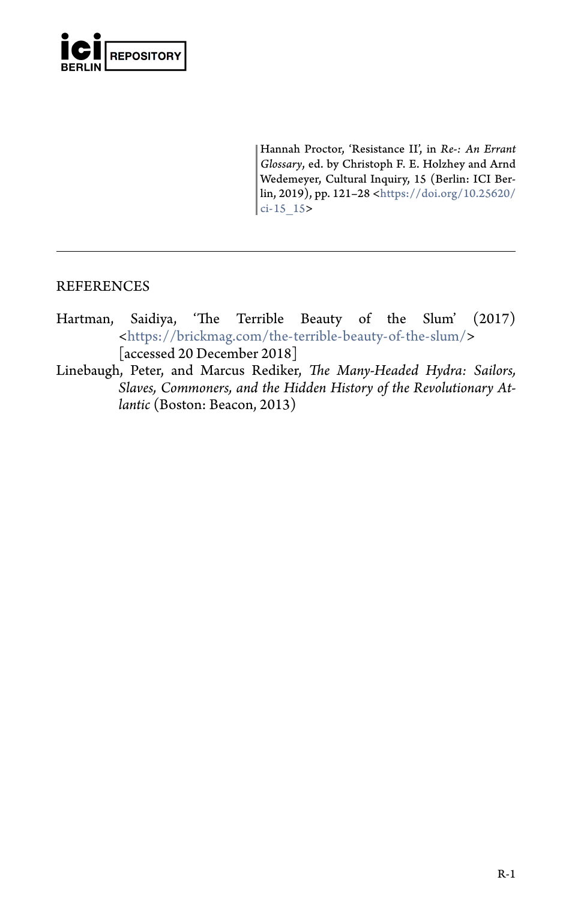Hannah Proctor, 'Resistance II', in *Re-: An Errant Glossary*, ed. by Christoph F. E. Holzhey and Arnd Wedemeyer, Cultural Inquiry, 15 (Berlin: ICI Berlin, 2019), pp. 121–28 <https://doi.org/10.25620/ci-15_15>

---

## REFERENCES

Hartman, Saidiya, 'The Terrible Beauty of the Slum' (2017) <https://brickmag.com/the-terrible-beauty-of-the-slum/> [accessed 20 December 2018]

Linebaugh, Peter, and Marcus Rediker, *The Many-Headed Hydra: Sailors, Slaves, Commoners, and the Hidden History of the Revolutionary Atlantic* (Boston: Beacon, 2013)